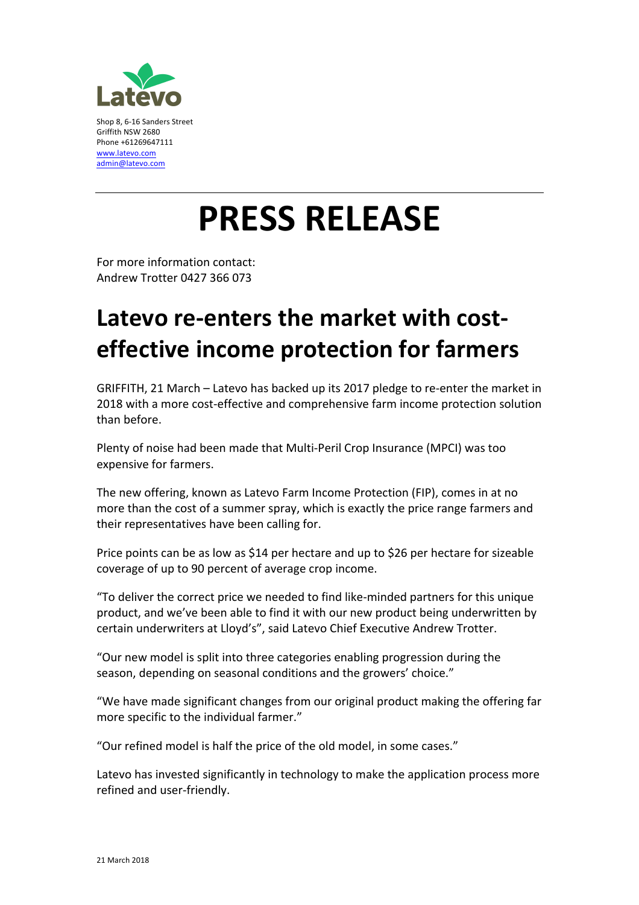Latevo

Shop 8, 6-16 Sanders Street
Griffith NSW 2680
Phone +61269647111
www.latevo.com
admin@latevo.com

# PRESS RELEASE

For more information contact:
Andrew Trotter 0427 366 073

## Latevo re-enters the market with cost-effective income protection for farmers

GRIFFITH, 21 March – Latevo has backed up its 2017 pledge to re-enter the market in 2018 with a more cost-effective and comprehensive farm income protection solution than before.

Plenty of noise had been made that Multi-Peril Crop Insurance (MPCI) was too expensive for farmers.

The new offering, known as Latevo Farm Income Protection (FIP), comes in at no more than the cost of a summer spray, which is exactly the price range farmers and their representatives have been calling for.

Price points can be as low as $14 per hectare and up to $26 per hectare for sizeable coverage of up to 90 percent of average crop income.

"To deliver the correct price we needed to find like-minded partners for this unique product, and we've been able to find it with our new product being underwritten by certain underwriters at Lloyd's", said Latevo Chief Executive Andrew Trotter.

"Our new model is split into three categories enabling progression during the season, depending on seasonal conditions and the growers' choice."

"We have made significant changes from our original product making the offering far more specific to the individual farmer."

"Our refined model is half the price of the old model, in some cases."

Latevo has invested significantly in technology to make the application process more refined and user-friendly.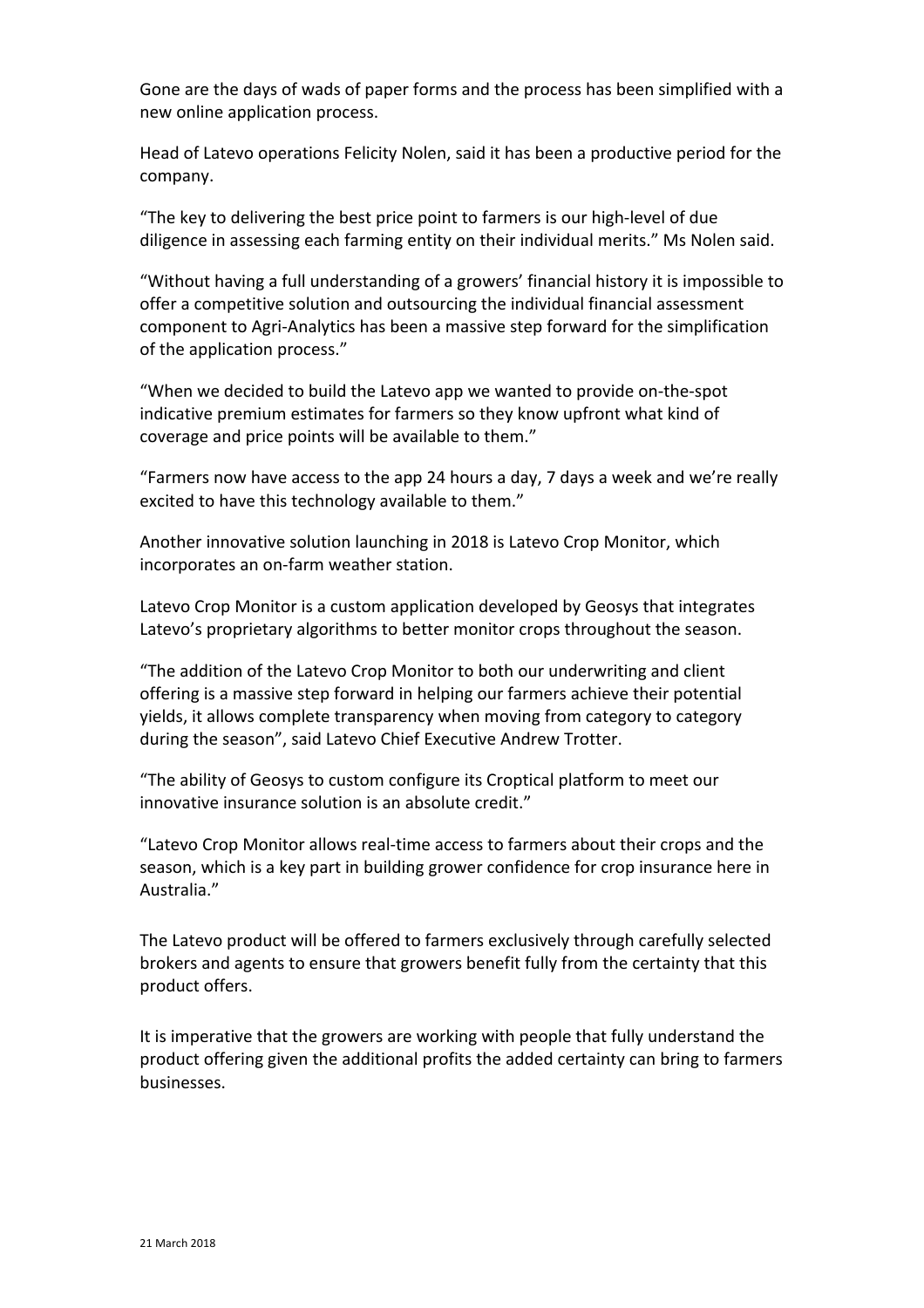Gone are the days of wads of paper forms and the process has been simplified with a new online application process.

Head of Latevo operations Felicity Nolen, said it has been a productive period for the company.

“The key to delivering the best price point to farmers is our high-level of due diligence in assessing each farming entity on their individual merits.” Ms Nolen said.

“Without having a full understanding of a growers’ financial history it is impossible to offer a competitive solution and outsourcing the individual financial assessment component to Agri-Analytics has been a massive step forward for the simplification of the application process.”

“When we decided to build the Latevo app we wanted to provide on-the-spot indicative premium estimates for farmers so they know upfront what kind of coverage and price points will be available to them.”

“Farmers now have access to the app 24 hours a day, 7 days a week and we’re really excited to have this technology available to them.”

Another innovative solution launching in 2018 is Latevo Crop Monitor, which incorporates an on-farm weather station.

Latevo Crop Monitor is a custom application developed by Geosys that integrates Latevo’s proprietary algorithms to better monitor crops throughout the season.

“The addition of the Latevo Crop Monitor to both our underwriting and client offering is a massive step forward in helping our farmers achieve their potential yields, it allows complete transparency when moving from category to category during the season”, said Latevo Chief Executive Andrew Trotter.

“The ability of Geosys to custom configure its Croptical platform to meet our innovative insurance solution is an absolute credit.”

“Latevo Crop Monitor allows real-time access to farmers about their crops and the season, which is a key part in building grower confidence for crop insurance here in Australia.”

The Latevo product will be offered to farmers exclusively through carefully selected brokers and agents to ensure that growers benefit fully from the certainty that this product offers.

It is imperative that the growers are working with people that fully understand the product offering given the additional profits the added certainty can bring to farmers businesses.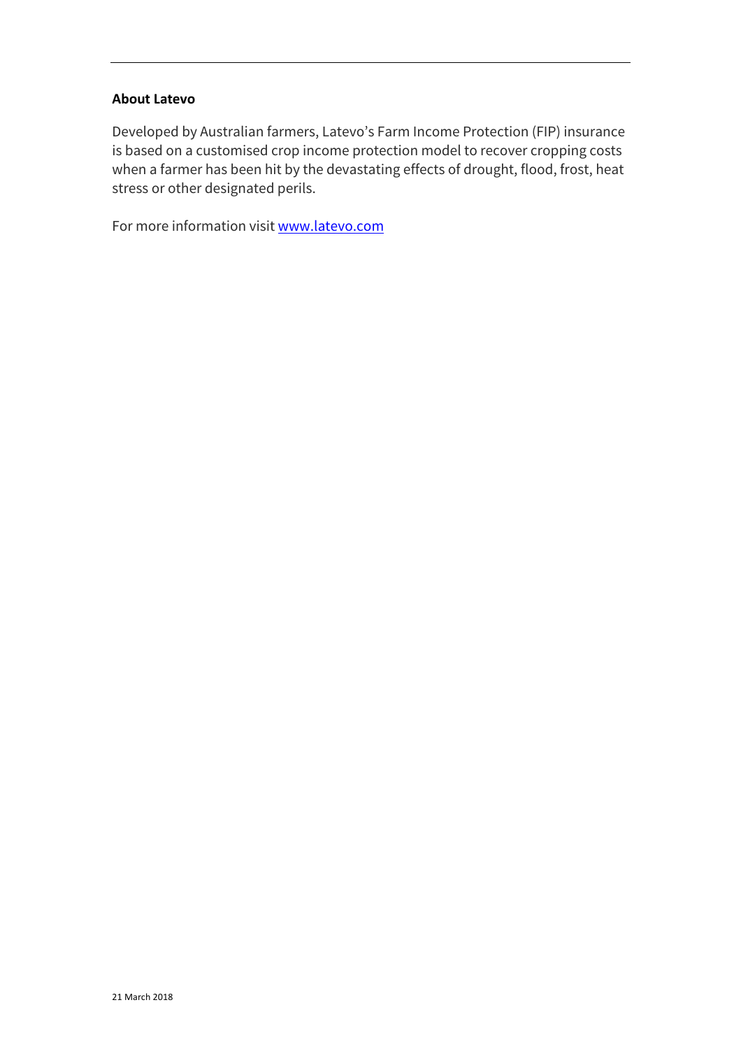**About Latevo**

Developed by Australian farmers, Latevo's Farm Income Protection (FIP) insurance is based on a customised crop income protection model to recover cropping costs when a farmer has been hit by the devastating effects of drought, flood, frost, heat stress or other designated perils.

For more information visit [www.latevo.com](http://www.latevo.com)

21 March 2018